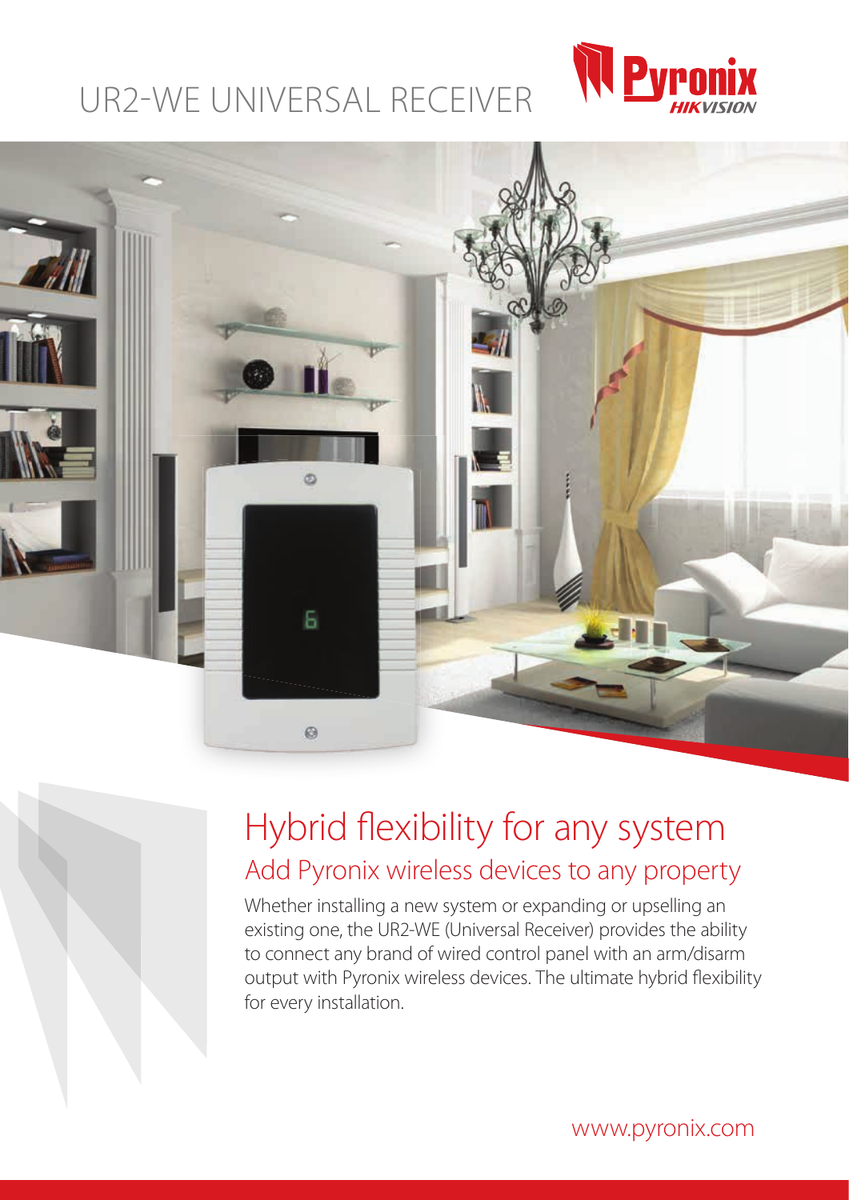# UR2-WE UNIVERSAL RECEIVER

## Hybrid flexibility for any system

### Add Pyronix wireless devices to any property

Whether installing a new system or expanding or upselling an existing one, the UR2-WE (Universal Receiver) provides the ability to connect any brand of wired control panel with an arm/disarm output with Pyronix wireless devices. The ultimate hybrid flexibility for every installation.

www.pyronix.com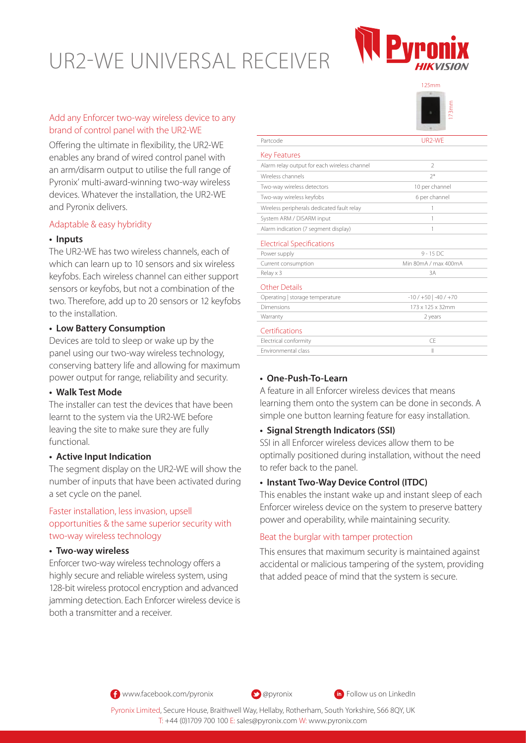# UR2-WE UNIVERSAL RECEIVER

## Add any Enforcer two-way wireless device to any brand of control panel with the UR2-WE

Offering the ultimate in flexibility, the UR2-WE enables any brand of wired control panel with an arm/disarm output to utilise the full range of Pyronix' multi-award-winning two-way wireless devices. Whatever the installation, the UR2-WE and Pyronix delivers.

## Adaptable & easy hybridity

- **Inputs**

The UR2-WE has two wireless channels, each of which can learn up to 10 sensors and six wireless keyfobs. Each wireless channel can either support sensors or keyfobs, but not a combination of the two. Therefore, add up to 20 sensors or 12 keyfobs to the installation.

- **Low Battery Consumption**

Devices are told to sleep or wake up by the panel using our two-way wireless technology, conserving battery life and allowing for maximum power output for range, reliability and security.

- **Walk Test Mode**

The installer can test the devices that have been learnt to the system via the UR2-WE before leaving the site to make sure they are fully functional.

- **Active Input Indication**

The segment display on the UR2-WE will show the number of inputs that have been activated during a set cycle on the panel.

## Faster installation, less invasion, upsell opportunities & the same superior security with two-way wireless technology

- **Two-way wireless**

Enforcer two-way wireless technology offers a highly secure and reliable wireless system, using 128-bit wireless protocol encryption and advanced jamming detection. Each Enforcer wireless device is both a transmitter and a receiver.

125mm

173mm

| Partcode | UR2-WE |
|---|---|
| **Key Features** | |
| Alarm relay output for each wireless channel | 2 |
| Wireless channels | 2* |
| Two-way wireless detectors | 10 per channel |
| Two-way wireless keyfobs | 6 per channel |
| Wireless peripherals dedicated fault relay | 1 |
| System ARM / DISARM input | 1 |
| Alarm indication (7 segment display) | 1 |
| **Electrical Specifications** | |
| Power supply | 9 - 15 DC |
| Current consumption | Min 80mA / max 400mA |
| Relay x 3 | 3A |
| **Other Details** | |
| Operating \| storage temperature | -10 / +50 \| -40 / +70 |
| Dimensions | 173 x 125 x 32mm |
| Warranty | 2 years |
| **Certifications** | |
| Electrical conformity | CE |
| Environmental class | II |

- **One-Push-To-Learn**

A feature in all Enforcer wireless devices that means learning them onto the system can be done in seconds. A simple one button learning feature for easy installation.

- **Signal Strength Indicators (SSI)**

SSI in all Enforcer wireless devices allow them to be optimally positioned during installation, without the need to refer back to the panel.

- **Instant Two-Way Device Control (ITDC)**

This enables the instant wake up and instant sleep of each Enforcer wireless device on the system to preserve battery power and operability, while maintaining security.

## Beat the burglar with tamper protection

This ensures that maximum security is maintained against accidental or malicious tampering of the system, providing that added peace of mind that the system is secure.

www.facebook.com/pyronix @pyronix Follow us on LinkedIn

Pyronix Limited, Secure House, Braithwell Way, Hellaby, Rotherham, South Yorkshire, S66 8QY, UK
T: +44 (0)1709 700 100 E: sales@pyronix.com W: www.pyronix.com